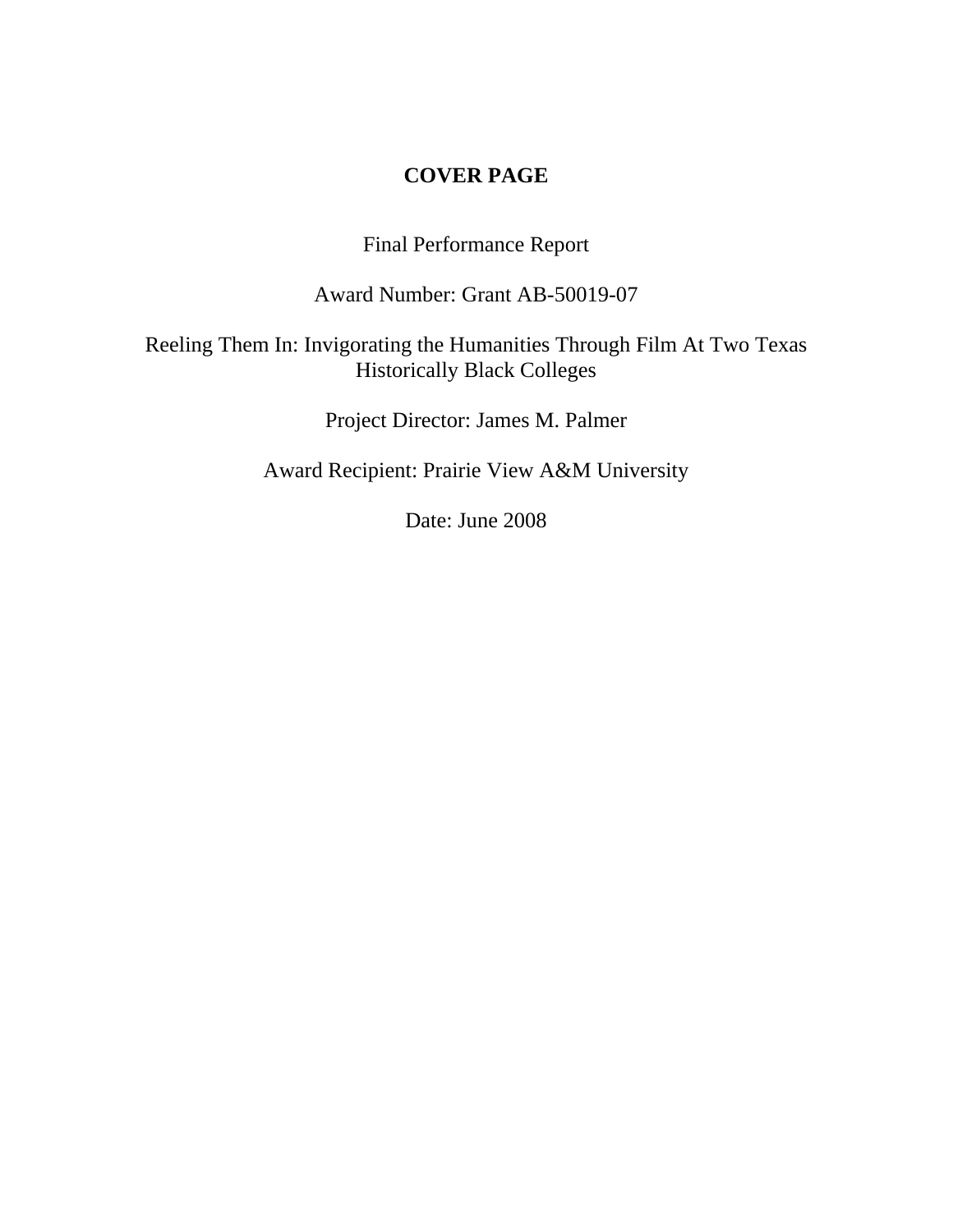# COVER PAGE

Final Performance Report

Award Number: Grant AB-50019-07

Reeling Them In: Invigorating the Humanities Through Film At Two Texas Historically Black Colleges

Project Director: James M. Palmer

Award Recipient: Prairie View A&M University

Date: June 2008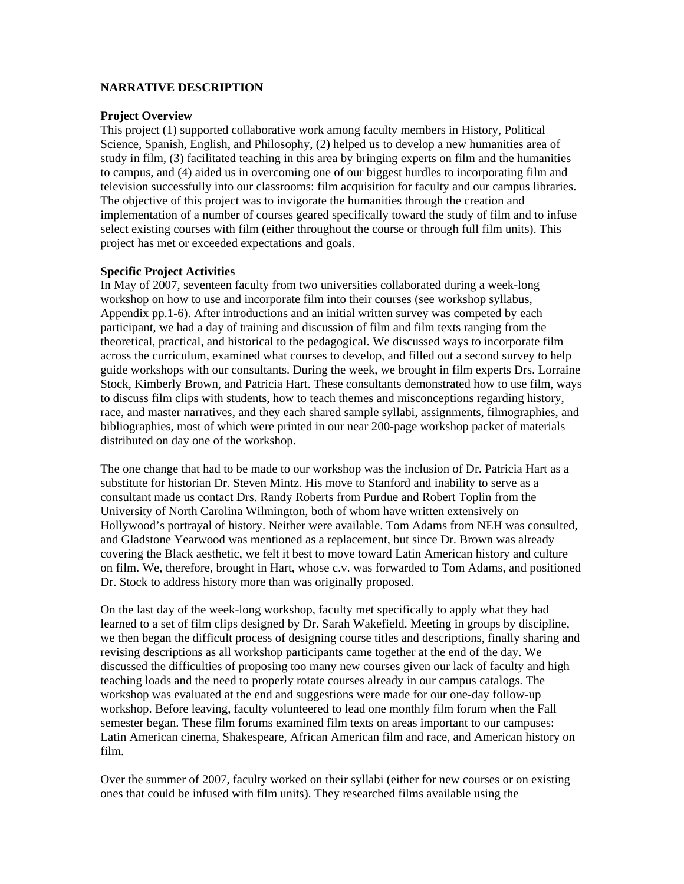## NARRATIVE DESCRIPTION

### Project Overview

This project (1) supported collaborative work among faculty members in History, Political Science, Spanish, English, and Philosophy, (2) helped us to develop a new humanities area of study in film, (3) facilitated teaching in this area by bringing experts on film and the humanities to campus, and (4) aided us in overcoming one of our biggest hurdles to incorporating film and television successfully into our classrooms: film acquisition for faculty and our campus libraries. The objective of this project was to invigorate the humanities through the creation and implementation of a number of courses geared specifically toward the study of film and to infuse select existing courses with film (either throughout the course or through full film units). This project has met or exceeded expectations and goals.

### Specific Project Activities

In May of 2007, seventeen faculty from two universities collaborated during a week-long workshop on how to use and incorporate film into their courses (see workshop syllabus, Appendix pp.1-6). After introductions and an initial written survey was competed by each participant, we had a day of training and discussion of film and film texts ranging from the theoretical, practical, and historical to the pedagogical. We discussed ways to incorporate film across the curriculum, examined what courses to develop, and filled out a second survey to help guide workshops with our consultants. During the week, we brought in film experts Drs. Lorraine Stock, Kimberly Brown, and Patricia Hart. These consultants demonstrated how to use film, ways to discuss film clips with students, how to teach themes and misconceptions regarding history, race, and master narratives, and they each shared sample syllabi, assignments, filmographies, and bibliographies, most of which were printed in our near 200-page workshop packet of materials distributed on day one of the workshop.

The one change that had to be made to our workshop was the inclusion of Dr. Patricia Hart as a substitute for historian Dr. Steven Mintz. His move to Stanford and inability to serve as a consultant made us contact Drs. Randy Roberts from Purdue and Robert Toplin from the University of North Carolina Wilmington, both of whom have written extensively on Hollywood's portrayal of history. Neither were available. Tom Adams from NEH was consulted, and Gladstone Yearwood was mentioned as a replacement, but since Dr. Brown was already covering the Black aesthetic, we felt it best to move toward Latin American history and culture on film. We, therefore, brought in Hart, whose c.v. was forwarded to Tom Adams, and positioned Dr. Stock to address history more than was originally proposed.

On the last day of the week-long workshop, faculty met specifically to apply what they had learned to a set of film clips designed by Dr. Sarah Wakefield. Meeting in groups by discipline, we then began the difficult process of designing course titles and descriptions, finally sharing and revising descriptions as all workshop participants came together at the end of the day. We discussed the difficulties of proposing too many new courses given our lack of faculty and high teaching loads and the need to properly rotate courses already in our campus catalogs. The workshop was evaluated at the end and suggestions were made for our one-day follow-up workshop. Before leaving, faculty volunteered to lead one monthly film forum when the Fall semester began. These film forums examined film texts on areas important to our campuses: Latin American cinema, Shakespeare, African American film and race, and American history on film.

Over the summer of 2007, faculty worked on their syllabi (either for new courses or on existing ones that could be infused with film units). They researched films available using the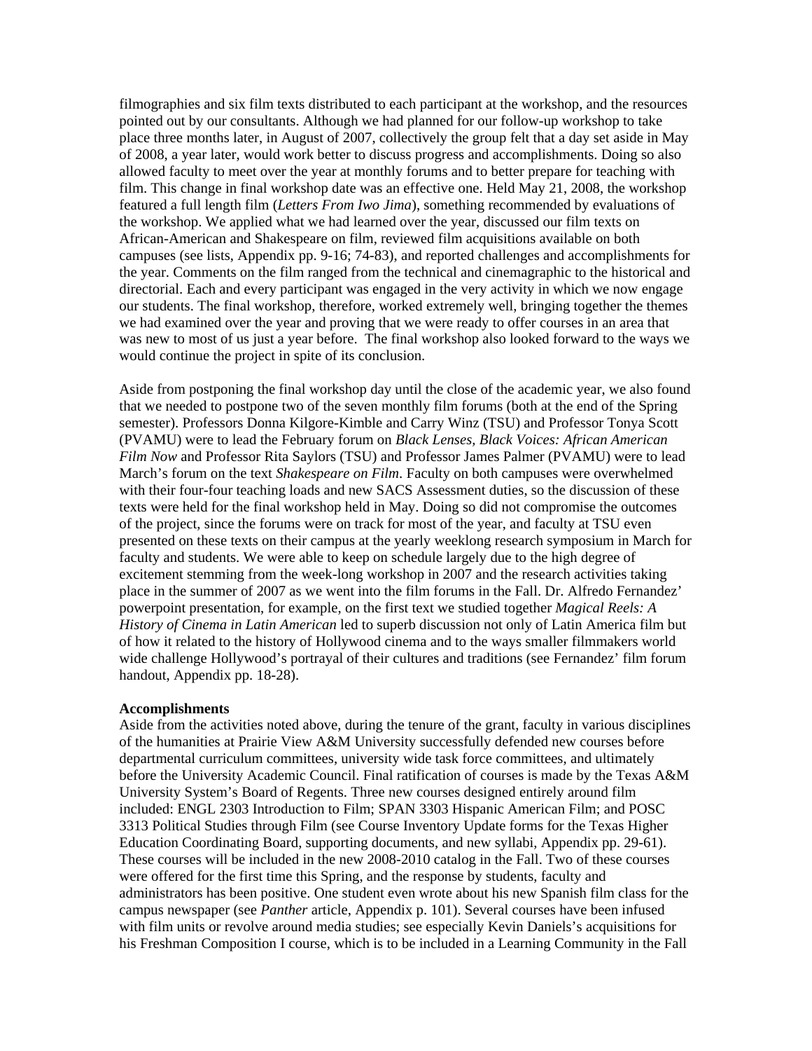filmographies and six film texts distributed to each participant at the workshop, and the resources pointed out by our consultants. Although we had planned for our follow-up workshop to take place three months later, in August of 2007, collectively the group felt that a day set aside in May of 2008, a year later, would work better to discuss progress and accomplishments. Doing so also allowed faculty to meet over the year at monthly forums and to better prepare for teaching with film. This change in final workshop date was an effective one. Held May 21, 2008, the workshop featured a full length film (*Letters From Iwo Jima*), something recommended by evaluations of the workshop. We applied what we had learned over the year, discussed our film texts on African-American and Shakespeare on film, reviewed film acquisitions available on both campuses (see lists, Appendix pp. 9-16; 74-83), and reported challenges and accomplishments for the year. Comments on the film ranged from the technical and cinemagraphic to the historical and directorial. Each and every participant was engaged in the very activity in which we now engage our students. The final workshop, therefore, worked extremely well, bringing together the themes we had examined over the year and proving that we were ready to offer courses in an area that was new to most of us just a year before. The final workshop also looked forward to the ways we would continue the project in spite of its conclusion.

Aside from postponing the final workshop day until the close of the academic year, we also found that we needed to postpone two of the seven monthly film forums (both at the end of the Spring semester). Professors Donna Kilgore-Kimble and Carry Winz (TSU) and Professor Tonya Scott (PVAMU) were to lead the February forum on *Black Lenses, Black Voices: African American Film Now* and Professor Rita Saylors (TSU) and Professor James Palmer (PVAMU) were to lead March's forum on the text *Shakespeare on Film*. Faculty on both campuses were overwhelmed with their four-four teaching loads and new SACS Assessment duties, so the discussion of these texts were held for the final workshop held in May. Doing so did not compromise the outcomes of the project, since the forums were on track for most of the year, and faculty at TSU even presented on these texts on their campus at the yearly weeklong research symposium in March for faculty and students. We were able to keep on schedule largely due to the high degree of excitement stemming from the week-long workshop in 2007 and the research activities taking place in the summer of 2007 as we went into the film forums in the Fall. Dr. Alfredo Fernandez' powerpoint presentation, for example, on the first text we studied together *Magical Reels: A History of Cinema in Latin American* led to superb discussion not only of Latin America film but of how it related to the history of Hollywood cinema and to the ways smaller filmmakers world wide challenge Hollywood's portrayal of their cultures and traditions (see Fernandez' film forum handout, Appendix pp. 18-28).

**Accomplishments**

Aside from the activities noted above, during the tenure of the grant, faculty in various disciplines of the humanities at Prairie View A&M University successfully defended new courses before departmental curriculum committees, university wide task force committees, and ultimately before the University Academic Council. Final ratification of courses is made by the Texas A&M University System's Board of Regents. Three new courses designed entirely around film included: ENGL 2303 Introduction to Film; SPAN 3303 Hispanic American Film; and POSC 3313 Political Studies through Film (see Course Inventory Update forms for the Texas Higher Education Coordinating Board, supporting documents, and new syllabi, Appendix pp. 29-61). These courses will be included in the new 2008-2010 catalog in the Fall. Two of these courses were offered for the first time this Spring, and the response by students, faculty and administrators has been positive. One student even wrote about his new Spanish film class for the campus newspaper (see *Panther* article, Appendix p. 101). Several courses have been infused with film units or revolve around media studies; see especially Kevin Daniels's acquisitions for his Freshman Composition I course, which is to be included in a Learning Community in the Fall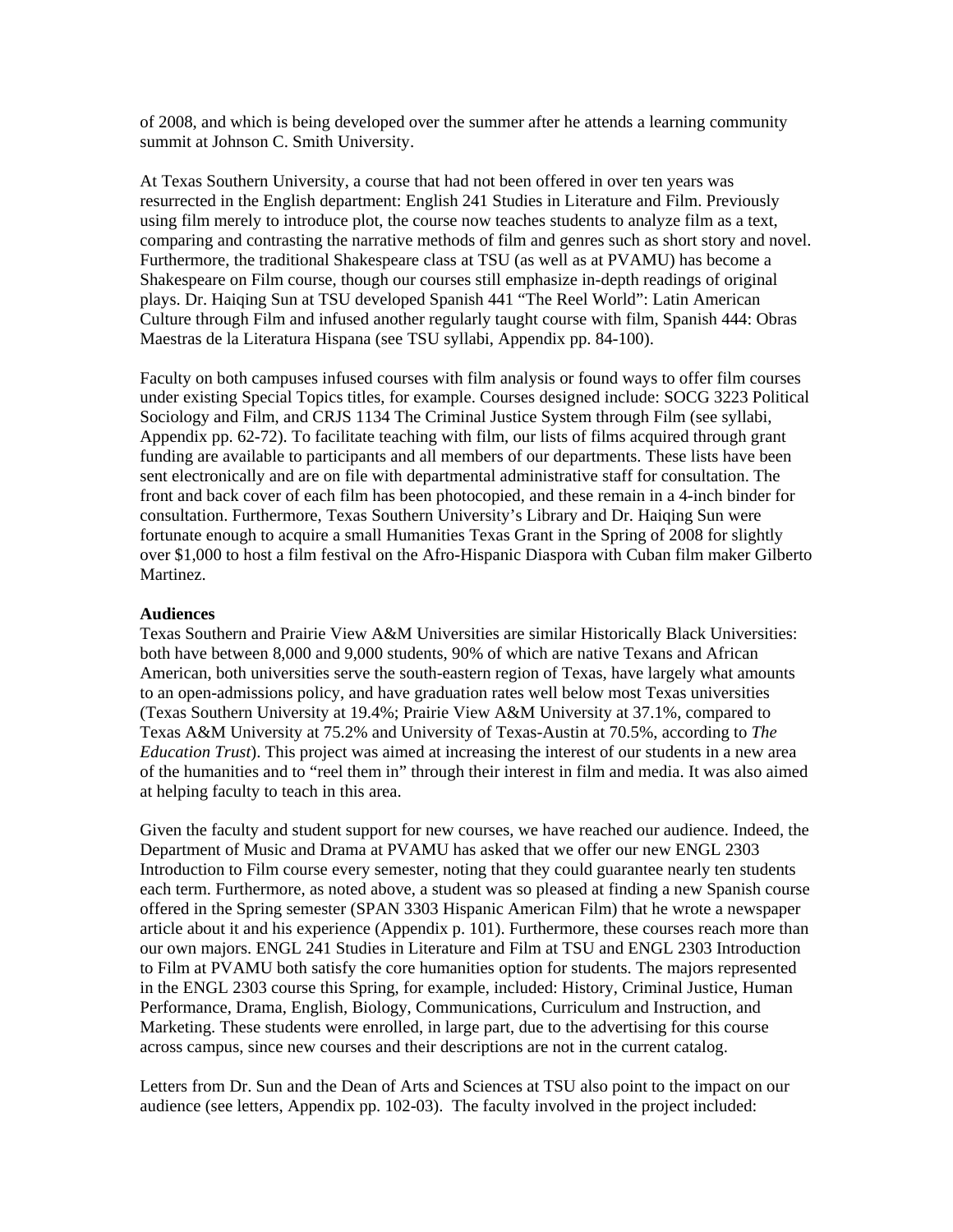of 2008, and which is being developed over the summer after he attends a learning community summit at Johnson C. Smith University.

At Texas Southern University, a course that had not been offered in over ten years was resurrected in the English department: English 241 Studies in Literature and Film. Previously using film merely to introduce plot, the course now teaches students to analyze film as a text, comparing and contrasting the narrative methods of film and genres such as short story and novel. Furthermore, the traditional Shakespeare class at TSU (as well as at PVAMU) has become a Shakespeare on Film course, though our courses still emphasize in-depth readings of original plays. Dr. Haiqing Sun at TSU developed Spanish 441 "The Reel World": Latin American Culture through Film and infused another regularly taught course with film, Spanish 444: Obras Maestras de la Literatura Hispana (see TSU syllabi, Appendix pp. 84-100).

Faculty on both campuses infused courses with film analysis or found ways to offer film courses under existing Special Topics titles, for example. Courses designed include: SOCG 3223 Political Sociology and Film, and CRJS 1134 The Criminal Justice System through Film (see syllabi, Appendix pp. 62-72). To facilitate teaching with film, our lists of films acquired through grant funding are available to participants and all members of our departments. These lists have been sent electronically and are on file with departmental administrative staff for consultation. The front and back cover of each film has been photocopied, and these remain in a 4-inch binder for consultation. Furthermore, Texas Southern University's Library and Dr. Haiqing Sun were fortunate enough to acquire a small Humanities Texas Grant in the Spring of 2008 for slightly over $1,000 to host a film festival on the Afro-Hispanic Diaspora with Cuban film maker Gilberto Martinez.

**Audiences**

Texas Southern and Prairie View A&M Universities are similar Historically Black Universities: both have between 8,000 and 9,000 students, 90% of which are native Texans and African American, both universities serve the south-eastern region of Texas, have largely what amounts to an open-admissions policy, and have graduation rates well below most Texas universities (Texas Southern University at 19.4%; Prairie View A&M University at 37.1%, compared to Texas A&M University at 75.2% and University of Texas-Austin at 70.5%, according to *The Education Trust*). This project was aimed at increasing the interest of our students in a new area of the humanities and to "reel them in" through their interest in film and media. It was also aimed at helping faculty to teach in this area.

Given the faculty and student support for new courses, we have reached our audience. Indeed, the Department of Music and Drama at PVAMU has asked that we offer our new ENGL 2303 Introduction to Film course every semester, noting that they could guarantee nearly ten students each term. Furthermore, as noted above, a student was so pleased at finding a new Spanish course offered in the Spring semester (SPAN 3303 Hispanic American Film) that he wrote a newspaper article about it and his experience (Appendix p. 101). Furthermore, these courses reach more than our own majors. ENGL 241 Studies in Literature and Film at TSU and ENGL 2303 Introduction to Film at PVAMU both satisfy the core humanities option for students. The majors represented in the ENGL 2303 course this Spring, for example, included: History, Criminal Justice, Human Performance, Drama, English, Biology, Communications, Curriculum and Instruction, and Marketing. These students were enrolled, in large part, due to the advertising for this course across campus, since new courses and their descriptions are not in the current catalog.

Letters from Dr. Sun and the Dean of Arts and Sciences at TSU also point to the impact on our audience (see letters, Appendix pp. 102-03). The faculty involved in the project included: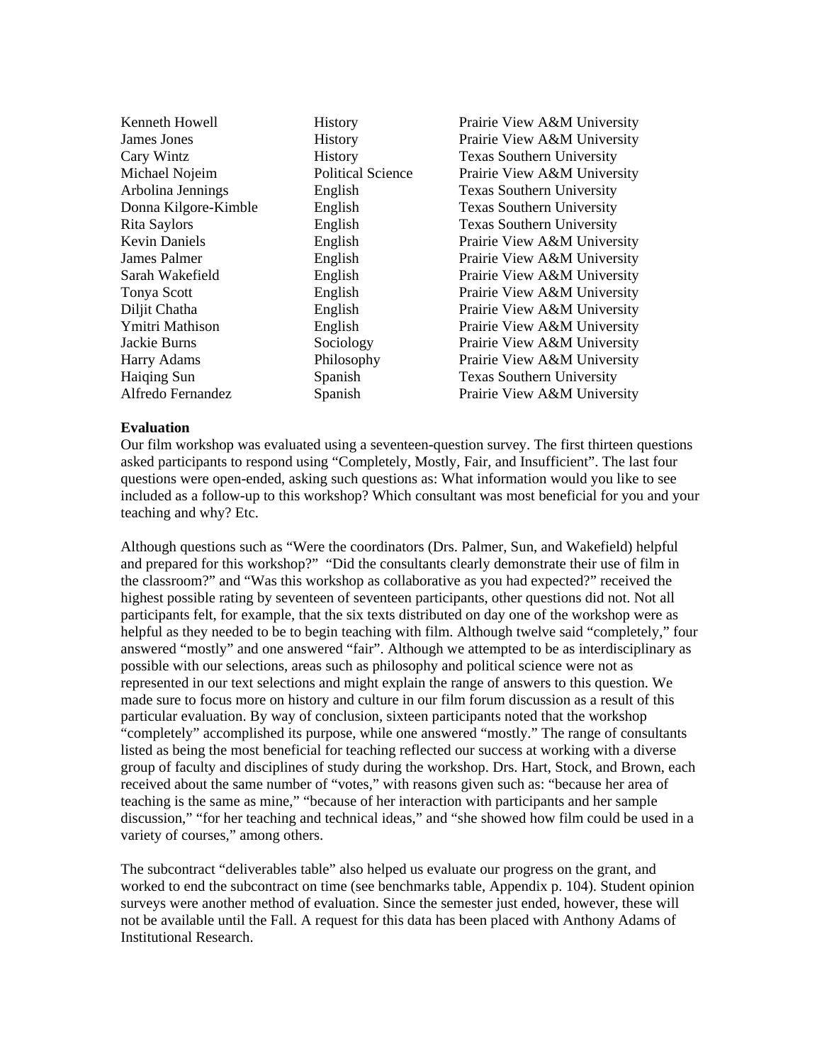| | | |
|---|---|---|
| Kenneth Howell | History | Prairie View A&M University |
| James Jones | History | Prairie View A&M University |
| Cary Wintz | History | Texas Southern University |
| Michael Nojeim | Political Science | Prairie View A&M University |
| Arbolina Jennings | English | Texas Southern University |
| Donna Kilgore-Kimble | English | Texas Southern University |
| Rita Saylors | English | Texas Southern University |
| Kevin Daniels | English | Prairie View A&M University |
| James Palmer | English | Prairie View A&M University |
| Sarah Wakefield | English | Prairie View A&M University |
| Tonya Scott | English | Prairie View A&M University |
| Diljit Chatha | English | Prairie View A&M University |
| Ymitri Mathison | English | Prairie View A&M University |
| Jackie Burns | Sociology | Prairie View A&M University |
| Harry Adams | Philosophy | Prairie View A&M University |
| Haiqing Sun | Spanish | Texas Southern University |
| Alfredo Fernandez | Spanish | Prairie View A&M University |

**Evaluation**

Our film workshop was evaluated using a seventeen-question survey. The first thirteen questions asked participants to respond using "Completely, Mostly, Fair, and Insufficient". The last four questions were open-ended, asking such questions as: What information would you like to see included as a follow-up to this workshop? Which consultant was most beneficial for you and your teaching and why? Etc.

Although questions such as "Were the coordinators (Drs. Palmer, Sun, and Wakefield) helpful and prepared for this workshop?" "Did the consultants clearly demonstrate their use of film in the classroom?" and "Was this workshop as collaborative as you had expected?" received the highest possible rating by seventeen of seventeen participants, other questions did not. Not all participants felt, for example, that the six texts distributed on day one of the workshop were as helpful as they needed to be to begin teaching with film. Although twelve said "completely," four answered "mostly" and one answered "fair". Although we attempted to be as interdisciplinary as possible with our selections, areas such as philosophy and political science were not as represented in our text selections and might explain the range of answers to this question. We made sure to focus more on history and culture in our film forum discussion as a result of this particular evaluation. By way of conclusion, sixteen participants noted that the workshop "completely" accomplished its purpose, while one answered "mostly." The range of consultants listed as being the most beneficial for teaching reflected our success at working with a diverse group of faculty and disciplines of study during the workshop. Drs. Hart, Stock, and Brown, each received about the same number of "votes," with reasons given such as: "because her area of teaching is the same as mine," "because of her interaction with participants and her sample discussion," "for her teaching and technical ideas," and "she showed how film could be used in a variety of courses," among others.

The subcontract "deliverables table" also helped us evaluate our progress on the grant, and worked to end the subcontract on time (see benchmarks table, Appendix p. 104). Student opinion surveys were another method of evaluation. Since the semester just ended, however, these will not be available until the Fall. A request for this data has been placed with Anthony Adams of Institutional Research.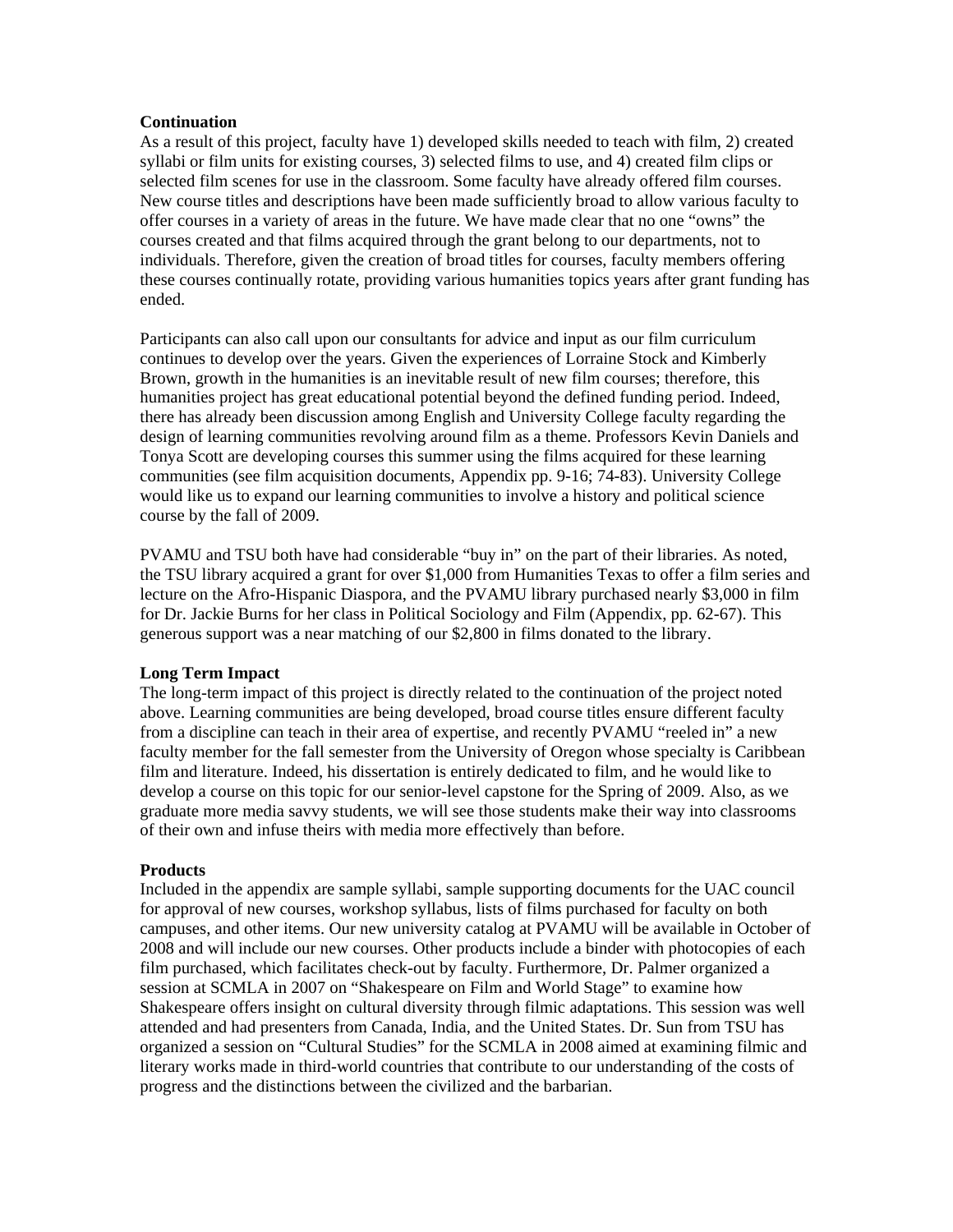**Continuation**

As a result of this project, faculty have 1) developed skills needed to teach with film, 2) created syllabi or film units for existing courses, 3) selected films to use, and 4) created film clips or selected film scenes for use in the classroom. Some faculty have already offered film courses. New course titles and descriptions have been made sufficiently broad to allow various faculty to offer courses in a variety of areas in the future. We have made clear that no one "owns" the courses created and that films acquired through the grant belong to our departments, not to individuals. Therefore, given the creation of broad titles for courses, faculty members offering these courses continually rotate, providing various humanities topics years after grant funding has ended.

Participants can also call upon our consultants for advice and input as our film curriculum continues to develop over the years. Given the experiences of Lorraine Stock and Kimberly Brown, growth in the humanities is an inevitable result of new film courses; therefore, this humanities project has great educational potential beyond the defined funding period. Indeed, there has already been discussion among English and University College faculty regarding the design of learning communities revolving around film as a theme. Professors Kevin Daniels and Tonya Scott are developing courses this summer using the films acquired for these learning communities (see film acquisition documents, Appendix pp. 9-16; 74-83). University College would like us to expand our learning communities to involve a history and political science course by the fall of 2009.

PVAMU and TSU both have had considerable "buy in" on the part of their libraries. As noted, the TSU library acquired a grant for over $1,000 from Humanities Texas to offer a film series and lecture on the Afro-Hispanic Diaspora, and the PVAMU library purchased nearly $3,000 in film for Dr. Jackie Burns for her class in Political Sociology and Film (Appendix, pp. 62-67). This generous support was a near matching of our $2,800 in films donated to the library.

**Long Term Impact**

The long-term impact of this project is directly related to the continuation of the project noted above. Learning communities are being developed, broad course titles ensure different faculty from a discipline can teach in their area of expertise, and recently PVAMU "reeled in" a new faculty member for the fall semester from the University of Oregon whose specialty is Caribbean film and literature. Indeed, his dissertation is entirely dedicated to film, and he would like to develop a course on this topic for our senior-level capstone for the Spring of 2009. Also, as we graduate more media savvy students, we will see those students make their way into classrooms of their own and infuse theirs with media more effectively than before.

**Products**

Included in the appendix are sample syllabi, sample supporting documents for the UAC council for approval of new courses, workshop syllabus, lists of films purchased for faculty on both campuses, and other items. Our new university catalog at PVAMU will be available in October of 2008 and will include our new courses. Other products include a binder with photocopies of each film purchased, which facilitates check-out by faculty. Furthermore, Dr. Palmer organized a session at SCMLA in 2007 on "Shakespeare on Film and World Stage" to examine how Shakespeare offers insight on cultural diversity through filmic adaptations. This session was well attended and had presenters from Canada, India, and the United States. Dr. Sun from TSU has organized a session on "Cultural Studies" for the SCMLA in 2008 aimed at examining filmic and literary works made in third-world countries that contribute to our understanding of the costs of progress and the distinctions between the civilized and the barbarian.